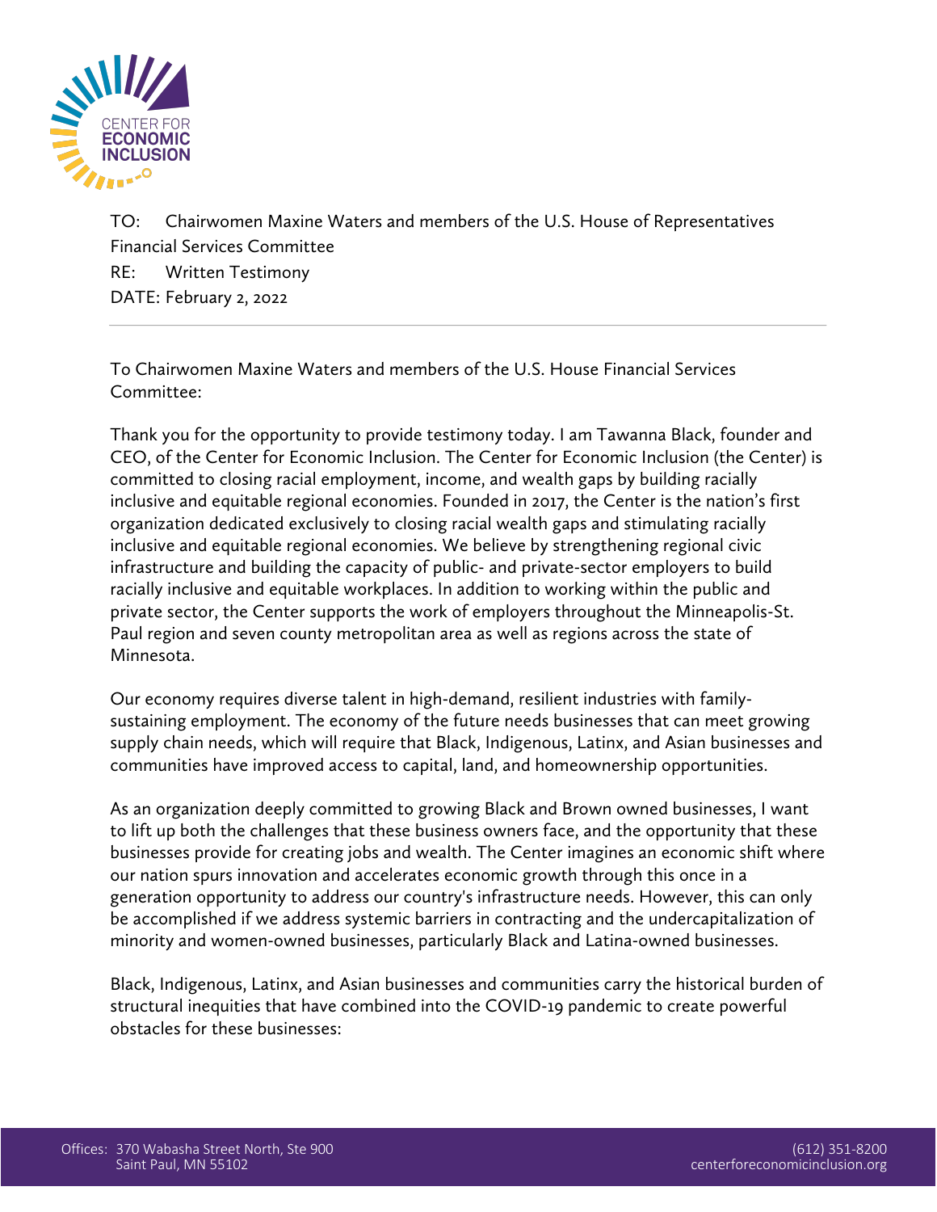CENTER FOR **ECONOMIC INCLUSION**

TO: Chairwomen Maxine Waters and members of the U.S. House of Representatives Financial Services Committee
RE: Written Testimony
DATE: February 2, 2022

---

To Chairwomen Maxine Waters and members of the U.S. House Financial Services Committee:

Thank you for the opportunity to provide testimony today. I am Tawanna Black, founder and CEO, of the Center for Economic Inclusion. The Center for Economic Inclusion (the Center) is committed to closing racial employment, income, and wealth gaps by building racially inclusive and equitable regional economies. Founded in 2017, the Center is the nation's first organization dedicated exclusively to closing racial wealth gaps and stimulating racially inclusive and equitable regional economies. We believe by strengthening regional civic infrastructure and building the capacity of public- and private-sector employers to build racially inclusive and equitable workplaces. In addition to working within the public and private sector, the Center supports the work of employers throughout the Minneapolis-St. Paul region and seven county metropolitan area as well as regions across the state of Minnesota.

Our economy requires diverse talent in high-demand, resilient industries with family-sustaining employment. The economy of the future needs businesses that can meet growing supply chain needs, which will require that Black, Indigenous, Latinx, and Asian businesses and communities have improved access to capital, land, and homeownership opportunities.

As an organization deeply committed to growing Black and Brown owned businesses, I want to lift up both the challenges that these business owners face, and the opportunity that these businesses provide for creating jobs and wealth. The Center imagines an economic shift where our nation spurs innovation and accelerates economic growth through this once in a generation opportunity to address our country's infrastructure needs. However, this can only be accomplished if we address systemic barriers in contracting and the undercapitalization of minority and women-owned businesses, particularly Black and Latina-owned businesses.

Black, Indigenous, Latinx, and Asian businesses and communities carry the historical burden of structural inequities that have combined into the COVID-19 pandemic to create powerful obstacles for these businesses: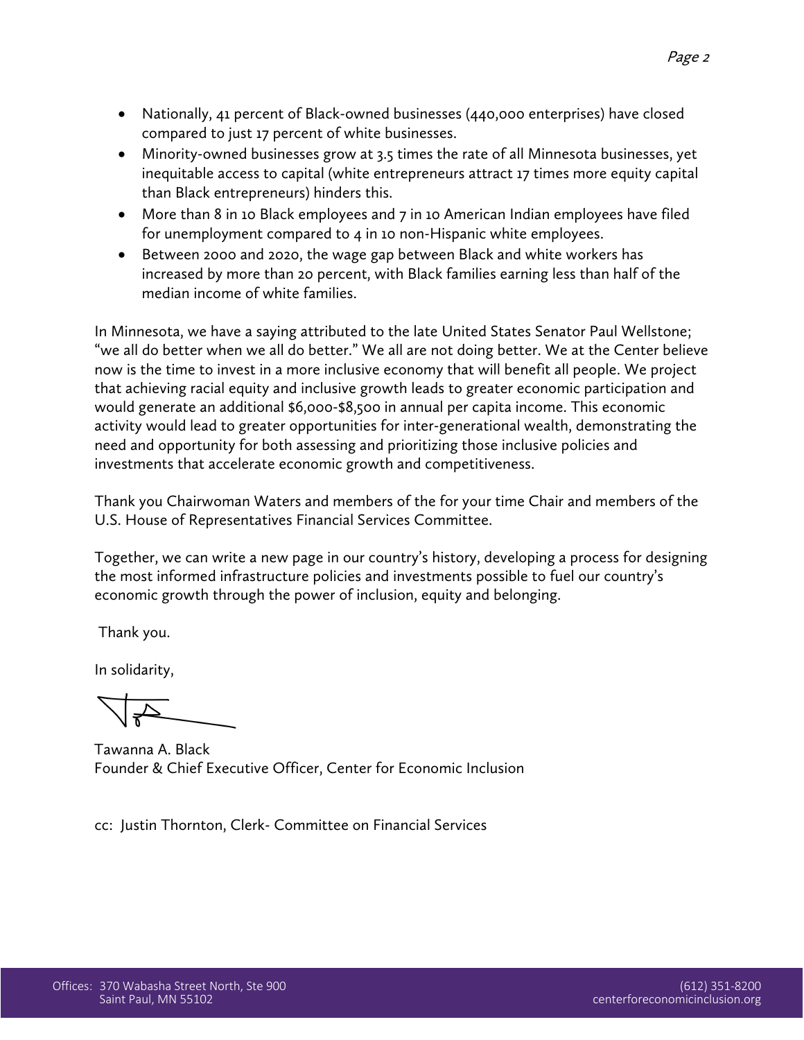- Nationally, 41 percent of Black-owned businesses (440,000 enterprises) have closed compared to just 17 percent of white businesses.
- Minority-owned businesses grow at 3.5 times the rate of all Minnesota businesses, yet inequitable access to capital (white entrepreneurs attract 17 times more equity capital than Black entrepreneurs) hinders this.
- More than 8 in 10 Black employees and 7 in 10 American Indian employees have filed for unemployment compared to 4 in 10 non-Hispanic white employees.
- Between 2000 and 2020, the wage gap between Black and white workers has increased by more than 20 percent, with Black families earning less than half of the median income of white families.

In Minnesota, we have a saying attributed to the late United States Senator Paul Wellstone; "we all do better when we all do better." We all are not doing better. We at the Center believe now is the time to invest in a more inclusive economy that will benefit all people. We project that achieving racial equity and inclusive growth leads to greater economic participation and would generate an additional $6,000-$8,500 in annual per capita income. This economic activity would lead to greater opportunities for inter-generational wealth, demonstrating the need and opportunity for both assessing and prioritizing those inclusive policies and investments that accelerate economic growth and competitiveness.

Thank you Chairwoman Waters and members of the for your time Chair and members of the U.S. House of Representatives Financial Services Committee.

Together, we can write a new page in our country's history, developing a process for designing the most informed infrastructure policies and investments possible to fuel our country's economic growth through the power of inclusion, equity and belonging.

Thank you.

In solidarity,

Tawanna A. Black
Founder & Chief Executive Officer, Center for Economic Inclusion

cc: Justin Thornton, Clerk- Committee on Financial Services

Offices: 370 Wabasha Street North, Ste 900
Saint Paul, MN 55102

(612) 351-8200
centerforeconomicinclusion.org